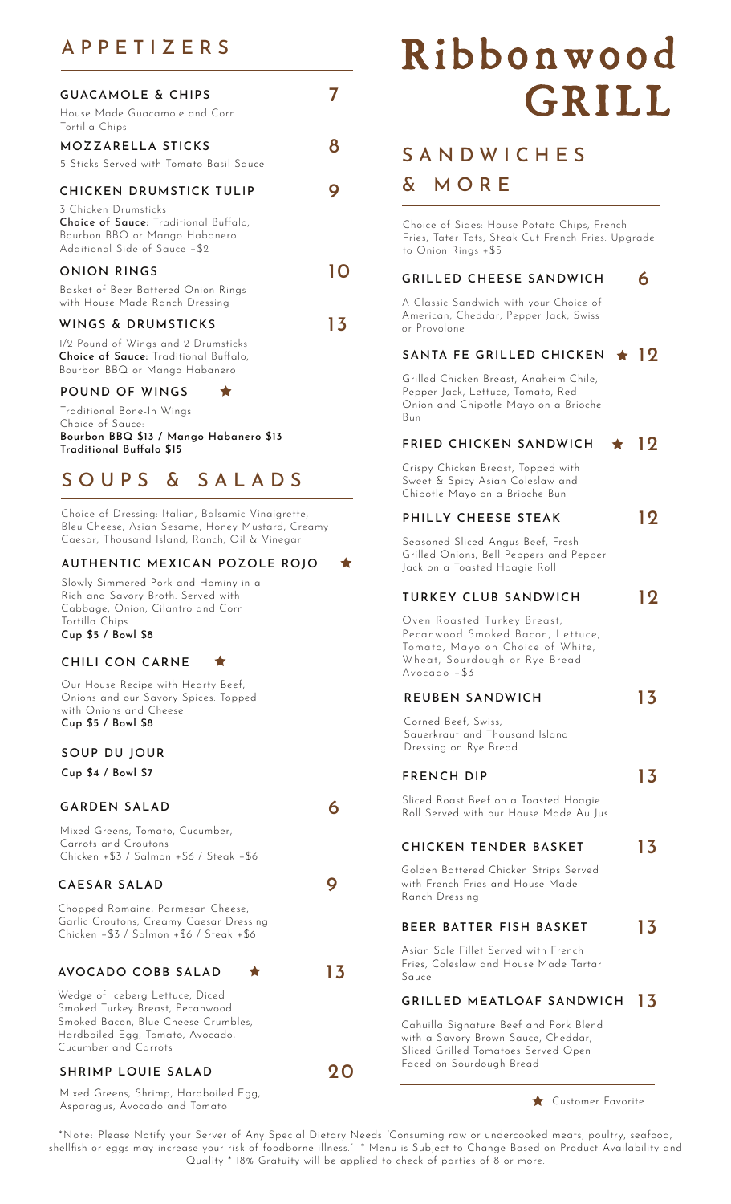# Ribbonwood GRILL

## APPETIZERS

### GUACAMOLE & CHIPS — 7

House Made Guacamole and Corn Tortilla Chips

### MOZZARELLA STICKS — 8

5 Sticks Served with Tomato Basil Sauce

### CHICKEN DRUMSTICK TULIP — 9

3 Chicken Drumsticks
**Choice of Sauce:** Traditional Buffalo, Bourbon BBQ or Mango Habanero
Additional Side of Sauce +$2

### ONION RINGS — 10

Basket of Beer Battered Onion Rings with House Made Ranch Dressing

### WINGS & DRUMSTICKS — 13

1/2 Pound of Wings and 2 Drumsticks
**Choice of Sauce:** Traditional Buffalo, Bourbon BBQ or Mango Habanero

### POUND OF WINGS ★

Traditional Bone-In Wings
Choice of Sauce:
**Bourbon BBQ $13 / Mango Habanero $13**
**Traditional Buffalo $15**

## SOUPS & SALADS

Choice of Dressing: Italian, Balsamic Vinaigrette, Bleu Cheese, Asian Sesame, Honey Mustard, Creamy Caesar, Thousand Island, Ranch, Oil & Vinegar

### AUTHENTIC MEXICAN POZOLE ROJO ★

Slowly Simmered Pork and Hominy in a Rich and Savory Broth. Served with Cabbage, Onion, Cilantro and Corn Tortilla Chips
**Cup $5 / Bowl $8**

### CHILI CON CARNE ★

Our House Recipe with Hearty Beef, Onions and our Savory Spices. Topped with Onions and Cheese
**Cup $5 / Bowl $8**

### SOUP DU JOUR

**Cup $4 / Bowl $7**

### GARDEN SALAD — 6

Mixed Greens, Tomato, Cucumber, Carrots and Croutons
Chicken +$3 / Salmon +$6 / Steak +$6

### CAESAR SALAD — 9

Chopped Romaine, Parmesan Cheese, Garlic Croutons, Creamy Caesar Dressing
Chicken +$3 / Salmon +$6 / Steak +$6

### AVOCADO COBB SALAD ★ — 13

Wedge of Iceberg Lettuce, Diced Smoked Turkey Breast, Pecanwood Smoked Bacon, Blue Cheese Crumbles, Hardboiled Egg, Tomato, Avocado, Cucumber and Carrots

### SHRIMP LOUIE SALAD — 20

Mixed Greens, Shrimp, Hardboiled Egg, Asparagus, Avocado and Tomato

## SANDWICHES & MORE

Choice of Sides: House Potato Chips, French Fries, Tater Tots, Steak Cut French Fries. Upgrade to Onion Rings +$5

### GRILLED CHEESE SANDWICH — 6

A Classic Sandwich with your Choice of American, Cheddar, Pepper Jack, Swiss or Provolone

### SANTA FE GRILLED CHICKEN ★ — 12

Grilled Chicken Breast, Anaheim Chile, Pepper Jack, Lettuce, Tomato, Red Onion and Chipotle Mayo on a Brioche Bun

### FRIED CHICKEN SANDWICH ★ — 12

Crispy Chicken Breast, Topped with Sweet & Spicy Asian Coleslaw and Chipotle Mayo on a Brioche Bun

### PHILLY CHEESE STEAK — 12

Seasoned Sliced Angus Beef, Fresh Grilled Onions, Bell Peppers and Pepper Jack on a Toasted Hoagie Roll

### TURKEY CLUB SANDWICH — 12

Oven Roasted Turkey Breast, Pecanwood Smoked Bacon, Lettuce, Tomato, Mayo on Choice of White, Wheat, Sourdough or Rye Bread
Avocado +$3

### REUBEN SANDWICH — 13

Corned Beef, Swiss, Sauerkraut and Thousand Island Dressing on Rye Bread

### FRENCH DIP — 13

Sliced Roast Beef on a Toasted Hoagie Roll Served with our House Made Au Jus

### CHICKEN TENDER BASKET — 13

Golden Battered Chicken Strips Served with French Fries and House Made Ranch Dressing

### BEER BATTER FISH BASKET — 13

Asian Sole Fillet Served with French Fries, Coleslaw and House Made Tartar Sauce

### GRILLED MEATLOAF SANDWICH — 13

Cahuilla Signature Beef and Pork Blend with a Savory Brown Sauce, Cheddar, Sliced Grilled Tomatoes Served Open Faced on Sourdough Bread

★ Customer Favorite

*Note: Please Notify your Server of Any Special Dietary Needs "Consuming raw or undercooked meats, poultry, seafood, shellfish or eggs may increase your risk of foodborne illness." * Menu is Subject to Change Based on Product Availability and Quality * 18% Gratuity will be applied to check of parties of 8 or more.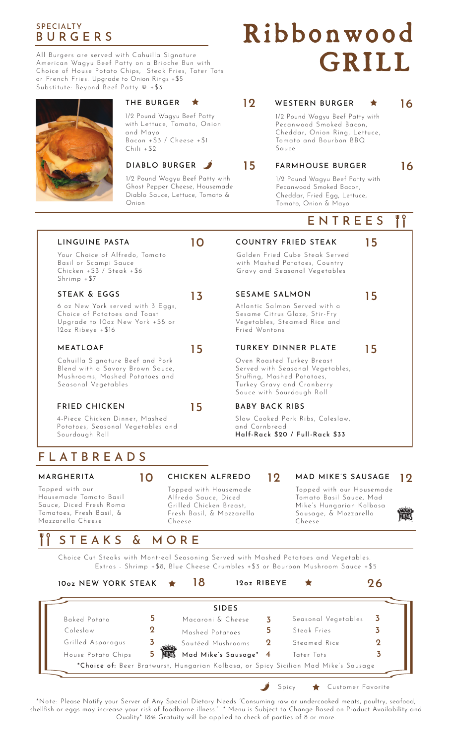# Ribbonwood GRILL

## SPECIALTY BURGERS

All Burgers are served with Cahuilla Signature American Wagyu Beef Patty on a Brioche Bun with Choice of House Potato Chips, Steak Fries, Tater Tots or French Fries. Upgrade to Onion Rings +$5
Substitute: Beyond Beef Patty © +$3

### THE BURGER ★ 12

1/2 Pound Wagyu Beef Patty with Lettuce, Tomato, Onion and Mayo
Bacon +$3 / Cheese +$1
Chili +$2

### DIABLO BURGER 15

1/2 Pound Wagyu Beef Patty with Ghost Pepper Cheese, Housemade Diablo Sauce, Lettuce, Tomato & Onion

### WESTERN BURGER ★ 16

1/2 Pound Wagyu Beef Patty with Pecanwood Smoked Bacon, Cheddar, Onion Ring, Lettuce, Tomato and Bourbon BBQ Sauce

### FARMHOUSE BURGER 16

1/2 Pound Wagyu Beef Patty with Pecanwood Smoked Bacon, Cheddar, Fried Egg, Lettuce, Tomato, Onion & Mayo

## ENTREES

### LINGUINE PASTA 10

Your Choice of Alfredo, Tomato Basil or Scampi Sauce
Chicken +$3 / Steak +$6
Shrimp +$7

### STEAK & EGGS 13

6 oz New York served with 3 Eggs, Choice of Potatoes and Toast
Upgrade to 10oz New York +$8 or 12oz Ribeye +$16

### MEATLOAF 15

Cahuilla Signature Beef and Pork Blend with a Savory Brown Sauce, Mushrooms, Mashed Potatoes and Seasonal Vegetables

### FRIED CHICKEN 15

4-Piece Chicken Dinner, Mashed Potatoes, Seasonal Vegetables and Sourdough Roll

### COUNTRY FRIED STEAK 15

Golden Fried Cube Steak Served with Mashed Potatoes, Country Gravy and Seasonal Vegetables

### SESAME SALMON 15

Atlantic Salmon Served with a Sesame Citrus Glaze, Stir-Fry Vegetables, Steamed Rice and Fried Wontons

### TURKEY DINNER PLATE 15

Oven Roasted Turkey Breast Served with Seasonal Vegetables, Stuffing, Mashed Potatoes, Turkey Gravy and Cranberry Sauce with Sourdough Roll

### BABY BACK RIBS

Slow Cooked Pork Ribs, Coleslaw, and Cornbread
**Half-Rack $20 / Full-Rack $33**

## FLATBREADS

### MARGHERITA 10

Topped with our Housemade Tomato Basil Sauce, Diced Fresh Roma Tomatoes, Fresh Basil, & Mozzarella Cheese

### CHICKEN ALFREDO 12

Topped with Housemade Alfredo Sauce, Diced Grilled Chicken Breast, Fresh Basil, & Mozzarella Cheese

### MAD MIKE'S SAUSAGE 12

Topped with our Housemade Tomato Basil Sauce, Mad Mike's Hungarian Kolbasa Sausage, & Mozzarella Cheese

## STEAKS & MORE

Choice Cut Steaks with Montreal Seasoning Served with Mashed Potatoes and Vegetables.
Extras - Shrimp +$8, Blue Cheese Crumbles +$3 or Bourbon Mushroom Sauce +$5

**10oz NEW YORK STEAK ★ 18**

**12oz RIBEYE ★ 26**

### SIDES

| | | | | | |
|---|---|---|---|---|---|
| Baked Potato | 5 | Macaroni & Cheese | 3 | Seasonal Vegetables | 3 |
| Coleslaw | 2 | Mashed Potatoes | 5 | Steak Fries | 3 |
| Grilled Asparagus | 3 | Sautéed Mushrooms | 2 | Steamed Rice | 2 |
| House Potato Chips | 5 | **Mad Mike's Sausage*** | **4** | Tater Tots | 3 |

***Choice of:** Beer Bratwurst, Hungarian Kolbasa, or Spicy Sicilian Mad Mike's Sausage

Spicy ★ Customer Favorite

*Note: Please Notify your Server of Any Special Dietary Needs 'Consuming raw or undercooked meats, poultry, seafood, shellfish or eggs may increase your risk of foodborne illness.' * Menu is Subject to Change Based on Product Availability and Quality* 18% Gratuity will be applied to check of parties of 8 or more.